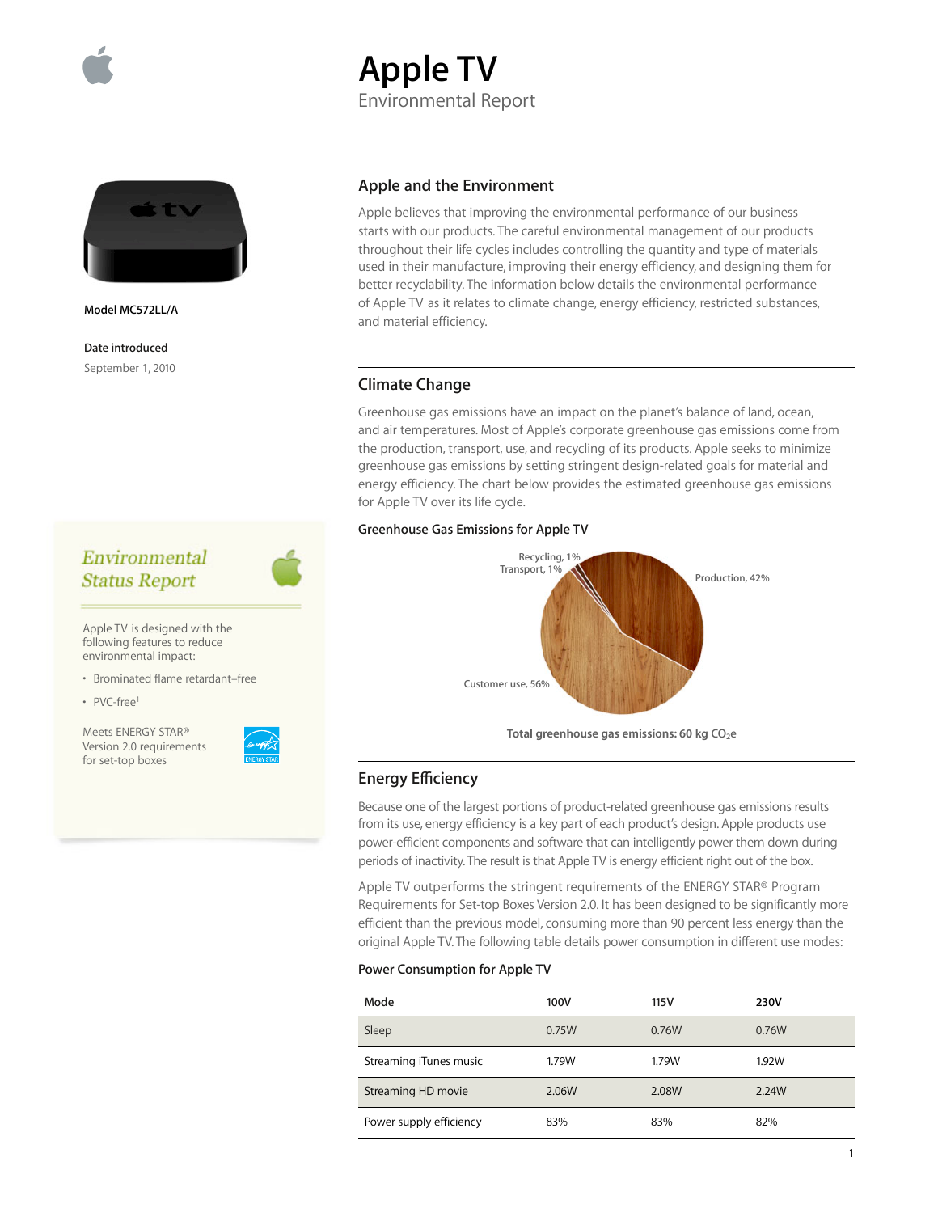# Apple TV

Environmental Report

Model MC572LL/A

**Date introduced**

September 1, 2010

## Apple and the Environment

Apple believes that improving the environmental performance of our business starts with our products. The careful environmental management of our products throughout their life cycles includes controlling the quantity and type of materials used in their manufacture, improving their energy efficiency, and designing them for better recyclability. The information below details the environmental performance of Apple TV as it relates to climate change, energy efficiency, restricted substances, and material efficiency.

## Climate Change

Greenhouse gas emissions have an impact on the planet's balance of land, ocean, and air temperatures. Most of Apple's corporate greenhouse gas emissions come from the production, transport, use, and recycling of its products. Apple seeks to minimize greenhouse gas emissions by setting stringent design-related goals for material and energy efficiency. The chart below provides the estimated greenhouse gas emissions for Apple TV over its life cycle.

**Greenhouse Gas Emissions for Apple TV**

Recycling, 1%
Transport, 1%
Production, 42%
Customer use, 56%

**Total greenhouse gas emissions: 60 kg $CO_2e$**

## Environmental Status Report

Apple TV is designed with the following features to reduce environmental impact:

- Brominated flame retardant–free
- PVC-free[1]

Meets ENERGY STAR® Version 2.0 requirements for set-top boxes

## Energy Efficiency

Because one of the largest portions of product-related greenhouse gas emissions results from its use, energy efficiency is a key part of each product's design. Apple products use power-efficient components and software that can intelligently power them down during periods of inactivity. The result is that Apple TV is energy efficient right out of the box.

Apple TV outperforms the stringent requirements of the ENERGY STAR® Program Requirements for Set-top Boxes Version 2.0. It has been designed to be significantly more efficient than the previous model, consuming more than 90 percent less energy than the original Apple TV. The following table details power consumption in different use modes:

**Power Consumption for Apple TV**

| Mode | 100V | 115V | 230V |
| --- | --- | --- | --- |
| Sleep | 0.75W | 0.76W | 0.76W |
| Streaming iTunes music | 1.79W | 1.79W | 1.92W |
| Streaming HD movie | 2.06W | 2.08W | 2.24W |
| Power supply efficiency | 83% | 83% | 82% |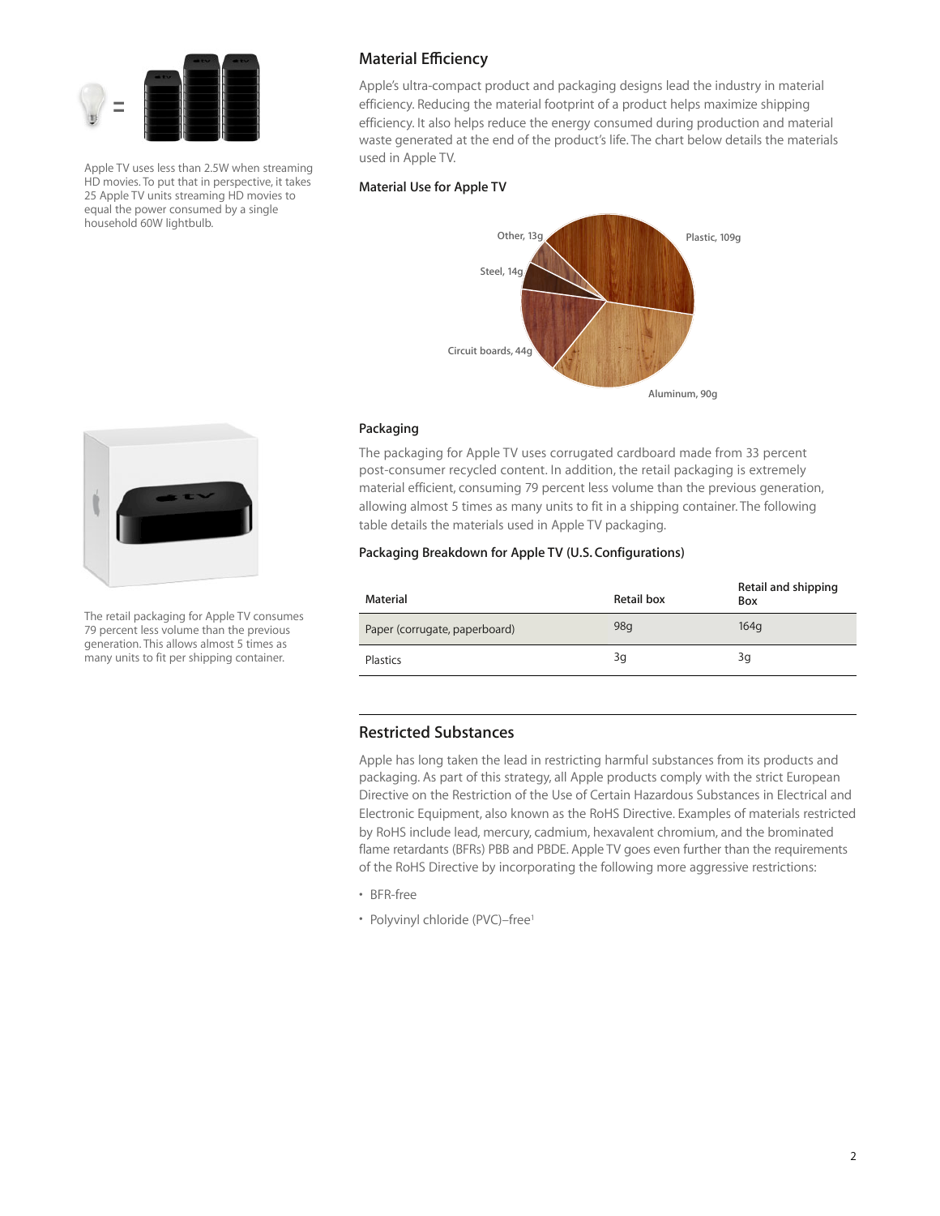Apple TV uses less than 2.5W when streaming HD movies. To put that in perspective, it takes 25 Apple TV units streaming HD movies to equal the power consumed by a single household 60W lightbulb.

## Material Efficiency

Apple's ultra-compact product and packaging designs lead the industry in material efficiency. Reducing the material footprint of a product helps maximize shipping efficiency. It also helps reduce the energy consumed during production and material waste generated at the end of the product's life. The chart below details the materials used in Apple TV.

### Material Use for Apple TV

- Plastic, 109g
- Aluminum, 90g
- Circuit boards, 44g
- Steel, 14g
- Other, 13g

The retail packaging for Apple TV consumes 79 percent less volume than the previous generation. This allows almost 5 times as many units to fit per shipping container.

### Packaging

The packaging for Apple TV uses corrugated cardboard made from 33 percent post-consumer recycled content. In addition, the retail packaging is extremely material efficient, consuming 79 percent less volume than the previous generation, allowing almost 5 times as many units to fit in a shipping container. The following table details the materials used in Apple TV packaging.

### Packaging Breakdown for Apple TV (U.S. Configurations)

| Material | Retail box | Retail and shipping Box |
| --- | --- | --- |
| Paper (corrugate, paperboard) | 98g | 164g |
| Plastics | 3g | 3g |

## Restricted Substances

Apple has long taken the lead in restricting harmful substances from its products and packaging. As part of this strategy, all Apple products comply with the strict European Directive on the Restriction of the Use of Certain Hazardous Substances in Electrical and Electronic Equipment, also known as the RoHS Directive. Examples of materials restricted by RoHS include lead, mercury, cadmium, hexavalent chromium, and the brominated flame retardants (BFRs) PBB and PBDE. Apple TV goes even further than the requirements of the RoHS Directive by incorporating the following more aggressive restrictions:

- BFR-free
- Polyvinyl chloride (PVC)–free[1]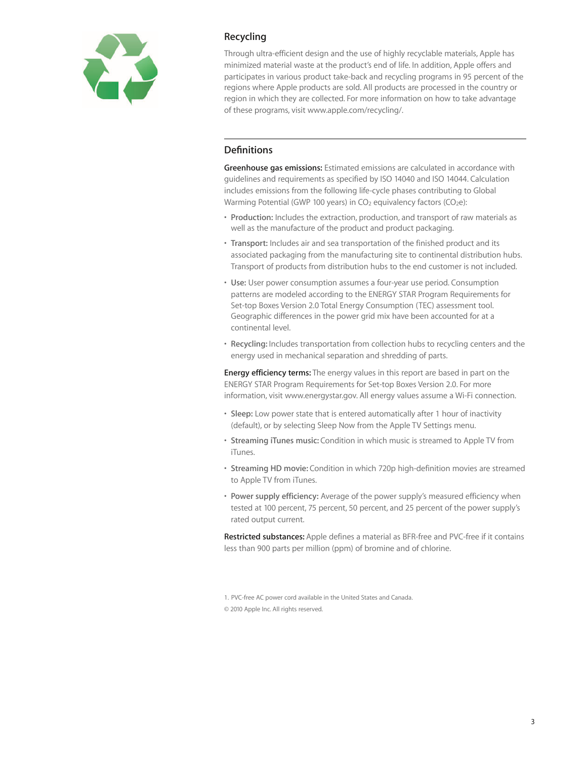## Recycling

Through ultra-efficient design and the use of highly recyclable materials, Apple has minimized material waste at the product's end of life. In addition, Apple offers and participates in various product take-back and recycling programs in 95 percent of the regions where Apple products are sold. All products are processed in the country or region in which they are collected. For more information on how to take advantage of these programs, visit www.apple.com/recycling/.

## Definitions

**Greenhouse gas emissions:** Estimated emissions are calculated in accordance with guidelines and requirements as specified by ISO 14040 and ISO 14044. Calculation includes emissions from the following life-cycle phases contributing to Global Warming Potential (GWP 100 years) in $CO_2$ equivalency factors ($CO_2e$):

- **Production:** Includes the extraction, production, and transport of raw materials as well as the manufacture of the product and product packaging.
- **Transport:** Includes air and sea transportation of the finished product and its associated packaging from the manufacturing site to continental distribution hubs. Transport of products from distribution hubs to the end customer is not included.
- **Use:** User power consumption assumes a four-year use period. Consumption patterns are modeled according to the ENERGY STAR Program Requirements for Set-top Boxes Version 2.0 Total Energy Consumption (TEC) assessment tool. Geographic differences in the power grid mix have been accounted for at a continental level.
- **Recycling:** Includes transportation from collection hubs to recycling centers and the energy used in mechanical separation and shredding of parts.

**Energy efficiency terms:** The energy values in this report are based in part on the ENERGY STAR Program Requirements for Set-top Boxes Version 2.0. For more information, visit www.energystar.gov. All energy values assume a Wi-Fi connection.

- **Sleep:** Low power state that is entered automatically after 1 hour of inactivity (default), or by selecting Sleep Now from the Apple TV Settings menu.
- **Streaming iTunes music:** Condition in which music is streamed to Apple TV from iTunes.
- **Streaming HD movie:** Condition in which 720p high-definition movies are streamed to Apple TV from iTunes.
- **Power supply efficiency:** Average of the power supply's measured efficiency when tested at 100 percent, 75 percent, 50 percent, and 25 percent of the power supply's rated output current.

**Restricted substances:** Apple defines a material as BFR-free and PVC-free if it contains less than 900 parts per million (ppm) of bromine and of chlorine.

1. PVC-free AC power cord available in the United States and Canada.

© 2010 Apple Inc. All rights reserved.